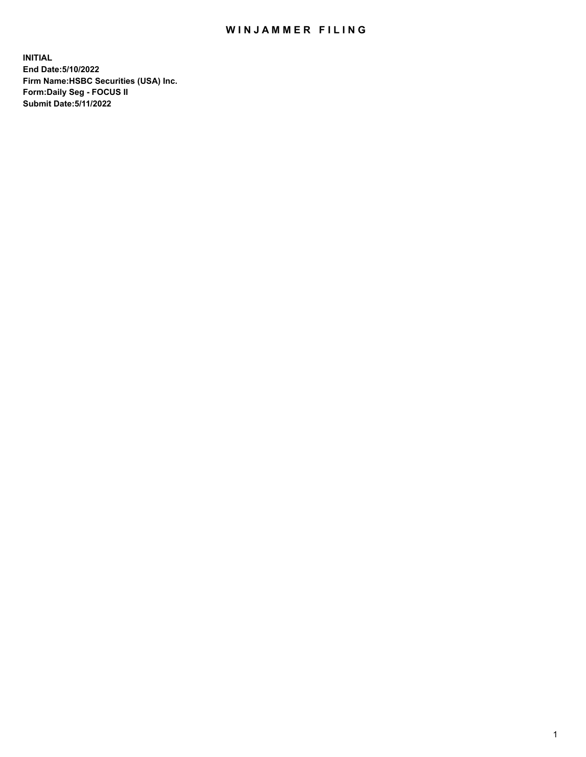# WINJAMMER FILING

**INITIAL**
**End Date:5/10/2022**
**Firm Name:HSBC Securities (USA) Inc.**
**Form:Daily Seg - FOCUS II**
**Submit Date:5/11/2022**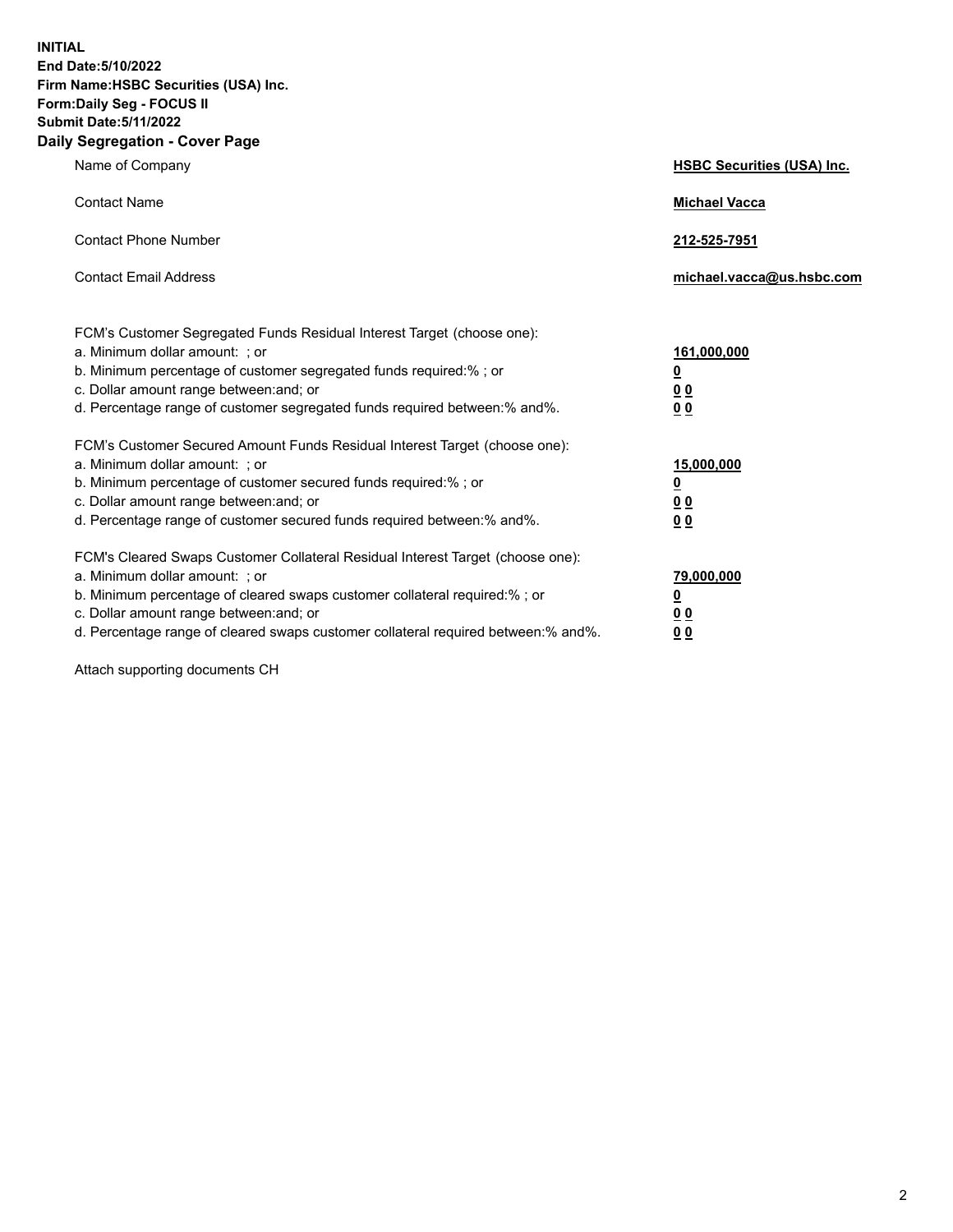**INITIAL**
**End Date:5/10/2022**
**Firm Name:HSBC Securities (USA) Inc.**
**Form:Daily Seg - FOCUS II**
**Submit Date:5/11/2022**

## Daily Segregation - Cover Page

| | |
|---|---|
| Name of Company | **HSBC Securities (USA) Inc.** |
| Contact Name | **Michael Vacca** |
| Contact Phone Number | **212-525-7951** |
| Contact Email Address | **michael.vacca@us.hsbc.com** |

| | |
|---|---|
| FCM's Customer Segregated Funds Residual Interest Target (choose one): | |
| a. Minimum dollar amount: ; or | **161,000,000** |
| b. Minimum percentage of customer segregated funds required:% ; or | **0** |
| c. Dollar amount range between:and; or | **0 0** |
| d. Percentage range of customer segregated funds required between:% and%. | **0 0** |

| | |
|---|---|
| FCM's Customer Secured Amount Funds Residual Interest Target (choose one): | |
| a. Minimum dollar amount: ; or | **15,000,000** |
| b. Minimum percentage of customer secured funds required:% ; or | **0** |
| c. Dollar amount range between:and; or | **0 0** |
| d. Percentage range of customer secured funds required between:% and%. | **0 0** |

| | |
|---|---|
| FCM's Cleared Swaps Customer Collateral Residual Interest Target (choose one): | |
| a. Minimum dollar amount: ; or | **79,000,000** |
| b. Minimum percentage of cleared swaps customer collateral required:% ; or | **0** |
| c. Dollar amount range between:and; or | **0 0** |
| d. Percentage range of cleared swaps customer collateral required between:% and%. | **0 0** |

Attach supporting documents CH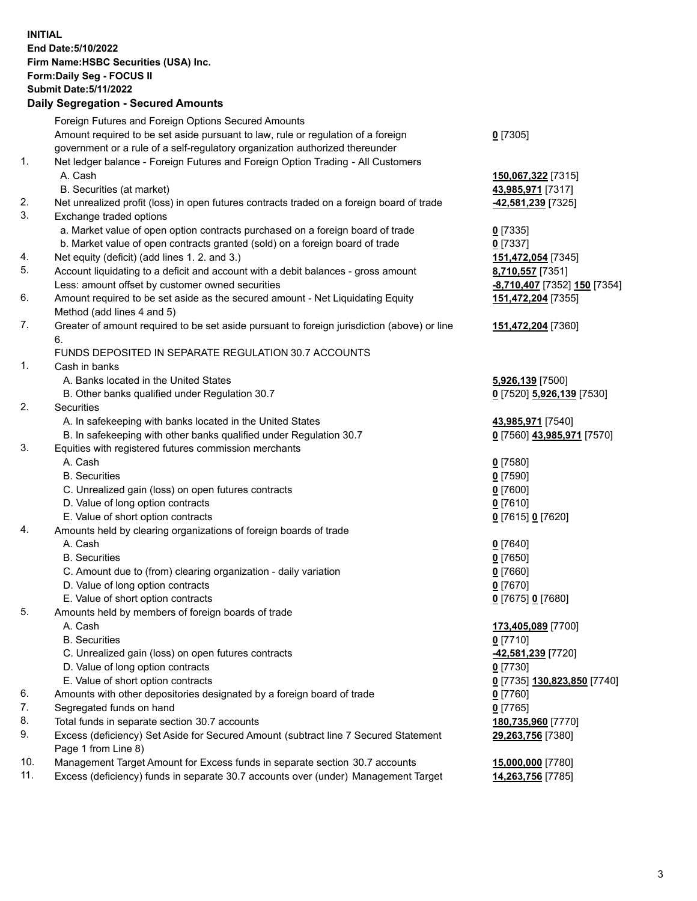**INITIAL**
**End Date:5/10/2022**
**Firm Name:HSBC Securities (USA) Inc.**
**Form:Daily Seg - FOCUS II**
**Submit Date:5/11/2022**

## Daily Segregation - Secured Amounts

| | | |
|---|---|---|
| | Foreign Futures and Foreign Options Secured Amounts | |
| | Amount required to be set aside pursuant to law, rule or regulation of a foreign government or a rule of a self-regulatory organization authorized thereunder | **0** [7305] |
| 1. | Net ledger balance - Foreign Futures and Foreign Option Trading - All Customers | |
| | A. Cash | **150,067,322** [7315] |
| | B. Securities (at market) | **43,985,971** [7317] |
| 2. | Net unrealized profit (loss) in open futures contracts traded on a foreign board of trade | **-42,581,239** [7325] |
| 3. | Exchange traded options | |
| | a. Market value of open option contracts purchased on a foreign board of trade | **0** [7335] |
| | b. Market value of open contracts granted (sold) on a foreign board of trade | **0** [7337] |
| 4. | Net equity (deficit) (add lines 1. 2. and 3.) | **151,472,054** [7345] |
| 5. | Account liquidating to a deficit and account with a debit balances - gross amount | **8,710,557** [7351] |
| | Less: amount offset by customer owned securities | **-8,710,407** [7352] **150** [7354] |
| 6. | Amount required to be set aside as the secured amount - Net Liquidating Equity Method (add lines 4 and 5) | **151,472,204** [7355] |
| 7. | Greater of amount required to be set aside pursuant to foreign jurisdiction (above) or line 6. | **151,472,204** [7360] |
| | FUNDS DEPOSITED IN SEPARATE REGULATION 30.7 ACCOUNTS | |
| 1. | Cash in banks | |
| | A. Banks located in the United States | **5,926,139** [7500] |
| | B. Other banks qualified under Regulation 30.7 | **0** [7520] **5,926,139** [7530] |
| 2. | Securities | |
| | A. In safekeeping with banks located in the United States | **43,985,971** [7540] |
| | B. In safekeeping with other banks qualified under Regulation 30.7 | **0** [7560] **43,985,971** [7570] |
| 3. | Equities with registered futures commission merchants | |
| | A. Cash | **0** [7580] |
| | B. Securities | **0** [7590] |
| | C. Unrealized gain (loss) on open futures contracts | **0** [7600] |
| | D. Value of long option contracts | **0** [7610] |
| | E. Value of short option contracts | **0** [7615] **0** [7620] |
| 4. | Amounts held by clearing organizations of foreign boards of trade | |
| | A. Cash | **0** [7640] |
| | B. Securities | **0** [7650] |
| | C. Amount due to (from) clearing organization - daily variation | **0** [7660] |
| | D. Value of long option contracts | **0** [7670] |
| | E. Value of short option contracts | **0** [7675] **0** [7680] |
| 5. | Amounts held by members of foreign boards of trade | |
| | A. Cash | **173,405,089** [7700] |
| | B. Securities | **0** [7710] |
| | C. Unrealized gain (loss) on open futures contracts | **-42,581,239** [7720] |
| | D. Value of long option contracts | **0** [7730] |
| | E. Value of short option contracts | **0** [7735] **130,823,850** [7740] |
| 6. | Amounts with other depositories designated by a foreign board of trade | **0** [7760] |
| 7. | Segregated funds on hand | **0** [7765] |
| 8. | Total funds in separate section 30.7 accounts | **180,735,960** [7770] |
| 9. | Excess (deficiency) Set Aside for Secured Amount (subtract line 7 Secured Statement Page 1 from Line 8) | **29,263,756** [7380] |
| 10. | Management Target Amount for Excess funds in separate section 30.7 accounts | **15,000,000** [7780] |
| 11. | Excess (deficiency) funds in separate 30.7 accounts over (under) Management Target | **14,263,756** [7785] |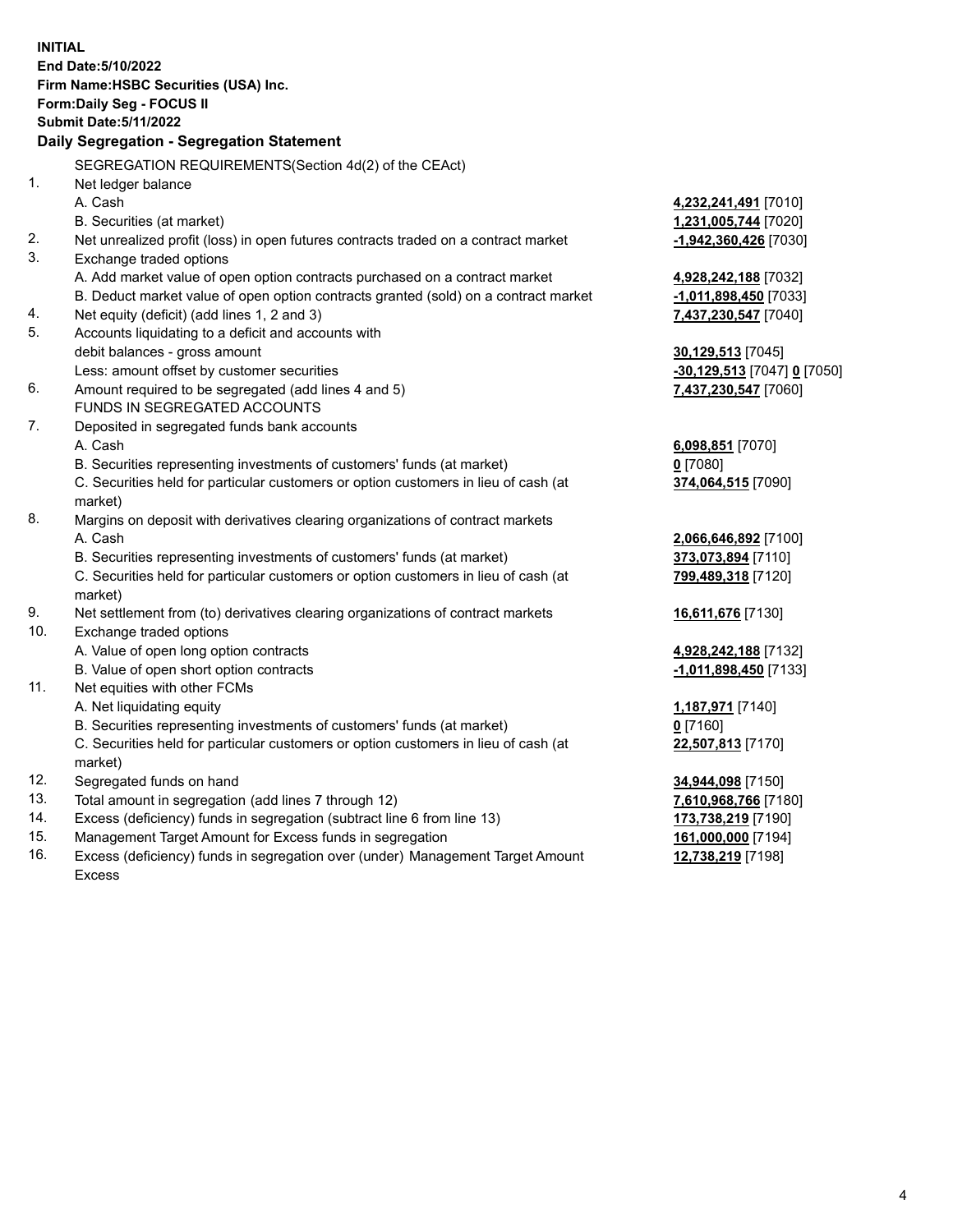**INITIAL**
**End Date:5/10/2022**
**Firm Name:HSBC Securities (USA) Inc.**
**Form:Daily Seg - FOCUS II**
**Submit Date:5/11/2022**

## Daily Segregation - Segregation Statement

SEGREGATION REQUIREMENTS(Section 4d(2) of the CEAct)

| | | |
|---|---|---|
| 1. | Net ledger balance | |
| | A. Cash | **4,232,241,491** [7010] |
| | B. Securities (at market) | **1,231,005,744** [7020] |
| 2. | Net unrealized profit (loss) in open futures contracts traded on a contract market | **-1,942,360,426** [7030] |
| 3. | Exchange traded options | |
| | A. Add market value of open option contracts purchased on a contract market | **4,928,242,188** [7032] |
| | B. Deduct market value of open option contracts granted (sold) on a contract market | **-1,011,898,450** [7033] |
| 4. | Net equity (deficit) (add lines 1, 2 and 3) | **7,437,230,547** [7040] |
| 5. | Accounts liquidating to a deficit and accounts with debit balances - gross amount | **30,129,513** [7045] |
| | Less: amount offset by customer securities | **-30,129,513** [7047] **0** [7050] |
| 6. | Amount required to be segregated (add lines 4 and 5) | **7,437,230,547** [7060] |
| | FUNDS IN SEGREGATED ACCOUNTS | |
| 7. | Deposited in segregated funds bank accounts | |
| | A. Cash | **6,098,851** [7070] |
| | B. Securities representing investments of customers' funds (at market) | **0** [7080] |
| | C. Securities held for particular customers or option customers in lieu of cash (at market) | **374,064,515** [7090] |
| 8. | Margins on deposit with derivatives clearing organizations of contract markets | |
| | A. Cash | **2,066,646,892** [7100] |
| | B. Securities representing investments of customers' funds (at market) | **373,073,894** [7110] |
| | C. Securities held for particular customers or option customers in lieu of cash (at market) | **799,489,318** [7120] |
| 9. | Net settlement from (to) derivatives clearing organizations of contract markets | **16,611,676** [7130] |
| 10. | Exchange traded options | |
| | A. Value of open long option contracts | **4,928,242,188** [7132] |
| | B. Value of open short option contracts | **-1,011,898,450** [7133] |
| 11. | Net equities with other FCMs | |
| | A. Net liquidating equity | **1,187,971** [7140] |
| | B. Securities representing investments of customers' funds (at market) | **0** [7160] |
| | C. Securities held for particular customers or option customers in lieu of cash (at market) | **22,507,813** [7170] |
| 12. | Segregated funds on hand | **34,944,098** [7150] |
| 13. | Total amount in segregation (add lines 7 through 12) | **7,610,968,766** [7180] |
| 14. | Excess (deficiency) funds in segregation (subtract line 6 from line 13) | **173,738,219** [7190] |
| 15. | Management Target Amount for Excess funds in segregation | **161,000,000** [7194] |
| 16. | Excess (deficiency) funds in segregation over (under) Management Target Amount Excess | **12,738,219** [7198] |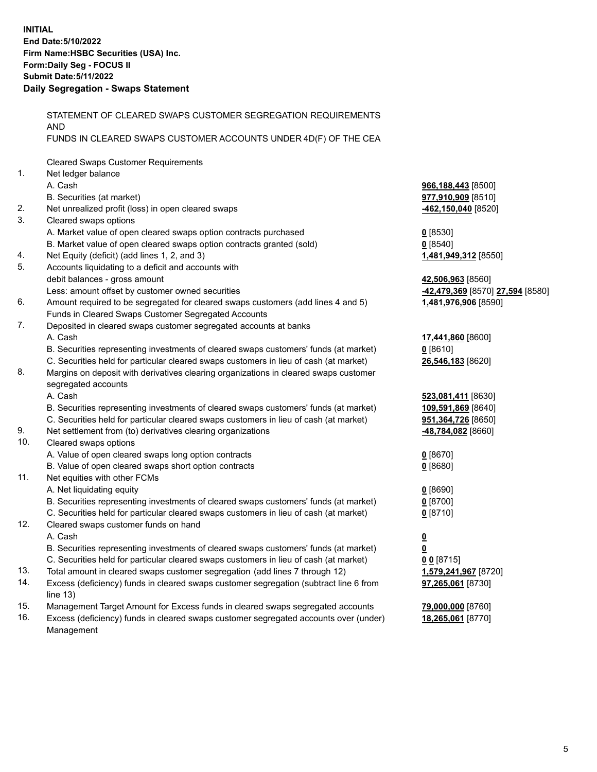**INITIAL**
**End Date:5/10/2022**
**Firm Name:HSBC Securities (USA) Inc.**
**Form:Daily Seg - FOCUS II**
**Submit Date:5/11/2022**
**Daily Segregation - Swaps Statement**

STATEMENT OF CLEARED SWAPS CUSTOMER SEGREGATION REQUIREMENTS AND FUNDS IN CLEARED SWAPS CUSTOMER ACCOUNTS UNDER 4D(F) OF THE CEA

| | | |
|---|---|---|
| | Cleared Swaps Customer Requirements | |
| 1. | Net ledger balance | |
| | A. Cash | **966,188,443** [8500] |
| | B. Securities (at market) | **977,910,909** [8510] |
| 2. | Net unrealized profit (loss) in open cleared swaps | **-462,150,040** [8520] |
| 3. | Cleared swaps options | |
| | A. Market value of open cleared swaps option contracts purchased | **0** [8530] |
| | B. Market value of open cleared swaps option contracts granted (sold) | **0** [8540] |
| 4. | Net Equity (deficit) (add lines 1, 2, and 3) | **1,481,949,312** [8550] |
| 5. | Accounts liquidating to a deficit and accounts with debit balances - gross amount | **42,506,963** [8560] |
| | Less: amount offset by customer owned securities | **-42,479,369** [8570] **27,594** [8580] |
| 6. | Amount required to be segregated for cleared swaps customers (add lines 4 and 5) | **1,481,976,906** [8590] |
| | Funds in Cleared Swaps Customer Segregated Accounts | |
| 7. | Deposited in cleared swaps customer segregated accounts at banks | |
| | A. Cash | **17,441,860** [8600] |
| | B. Securities representing investments of cleared swaps customers' funds (at market) | **0** [8610] |
| | C. Securities held for particular cleared swaps customers in lieu of cash (at market) | **26,546,183** [8620] |
| 8. | Margins on deposit with derivatives clearing organizations in cleared swaps customer segregated accounts | |
| | A. Cash | **523,081,411** [8630] |
| | B. Securities representing investments of cleared swaps customers' funds (at market) | **109,591,869** [8640] |
| | C. Securities held for particular cleared swaps customers in lieu of cash (at market) | **951,364,726** [8650] |
| 9. | Net settlement from (to) derivatives clearing organizations | **-48,784,082** [8660] |
| 10. | Cleared swaps options | |
| | A. Value of open cleared swaps long option contracts | **0** [8670] |
| | B. Value of open cleared swaps short option contracts | **0** [8680] |
| 11. | Net equities with other FCMs | |
| | A. Net liquidating equity | **0** [8690] |
| | B. Securities representing investments of cleared swaps customers' funds (at market) | **0** [8700] |
| | C. Securities held for particular cleared swaps customers in lieu of cash (at market) | **0** [8710] |
| 12. | Cleared swaps customer funds on hand | |
| | A. Cash | **0** |
| | B. Securities representing investments of cleared swaps customers' funds (at market) | **0** |
| | C. Securities held for particular cleared swaps customers in lieu of cash (at market) | **0** **0** [8715] |
| 13. | Total amount in cleared swaps customer segregation (add lines 7 through 12) | **1,579,241,967** [8720] |
| 14. | Excess (deficiency) funds in cleared swaps customer segregation (subtract line 6 from line 13) | **97,265,061** [8730] |
| 15. | Management Target Amount for Excess funds in cleared swaps segregated accounts | **79,000,000** [8760] |
| 16. | Excess (deficiency) funds in cleared swaps customer segregated accounts over (under) Management | **18,265,061** [8770] |